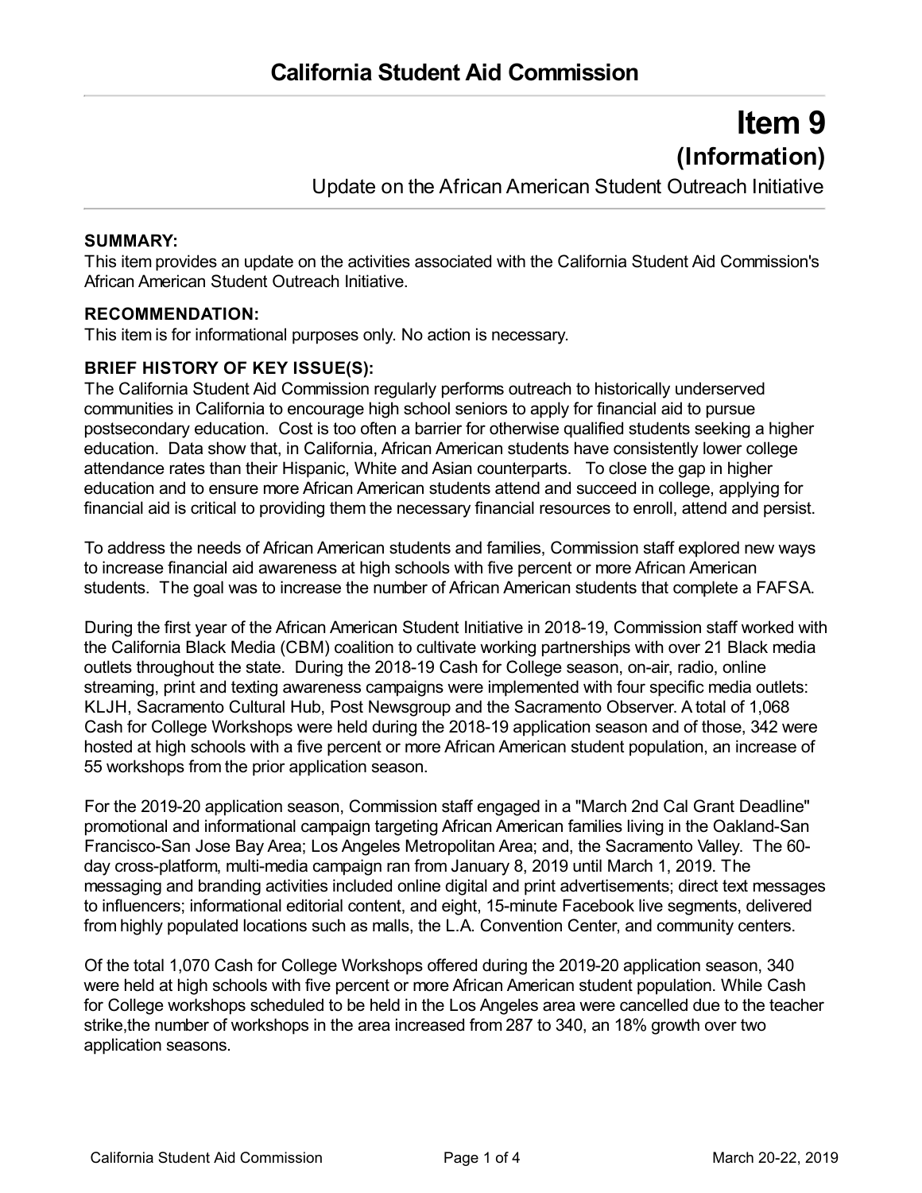# California Student Aid Commission

# Item 9
## (Information)

Update on the African American Student Outreach Initiative

**SUMMARY:**
This item provides an update on the activities associated with the California Student Aid Commission's African American Student Outreach Initiative.

**RECOMMENDATION:**
This item is for informational purposes only. No action is necessary.

**BRIEF HISTORY OF KEY ISSUE(S):**
The California Student Aid Commission regularly performs outreach to historically underserved communities in California to encourage high school seniors to apply for financial aid to pursue postsecondary education. Cost is too often a barrier for otherwise qualified students seeking a higher education. Data show that, in California, African American students have consistently lower college attendance rates than their Hispanic, White and Asian counterparts. To close the gap in higher education and to ensure more African American students attend and succeed in college, applying for financial aid is critical to providing them the necessary financial resources to enroll, attend and persist.

To address the needs of African American students and families, Commission staff explored new ways to increase financial aid awareness at high schools with five percent or more African American students. The goal was to increase the number of African American students that complete a FAFSA.

During the first year of the African American Student Initiative in 2018-19, Commission staff worked with the California Black Media (CBM) coalition to cultivate working partnerships with over 21 Black media outlets throughout the state. During the 2018-19 Cash for College season, on-air, radio, online streaming, print and texting awareness campaigns were implemented with four specific media outlets: KLJH, Sacramento Cultural Hub, Post Newsgroup and the Sacramento Observer. A total of 1,068 Cash for College Workshops were held during the 2018-19 application season and of those, 342 were hosted at high schools with a five percent or more African American student population, an increase of 55 workshops from the prior application season.

For the 2019-20 application season, Commission staff engaged in a "March 2nd Cal Grant Deadline" promotional and informational campaign targeting African American families living in the Oakland-San Francisco-San Jose Bay Area; Los Angeles Metropolitan Area; and, the Sacramento Valley. The 60-day cross-platform, multi-media campaign ran from January 8, 2019 until March 1, 2019. The messaging and branding activities included online digital and print advertisements; direct text messages to influencers; informational editorial content, and eight, 15-minute Facebook live segments, delivered from highly populated locations such as malls, the L.A. Convention Center, and community centers.

Of the total 1,070 Cash for College Workshops offered during the 2019-20 application season, 340 were held at high schools with five percent or more African American student population. While Cash for College workshops scheduled to be held in the Los Angeles area were cancelled due to the teacher strike,the number of workshops in the area increased from 287 to 340, an 18% growth over two application seasons.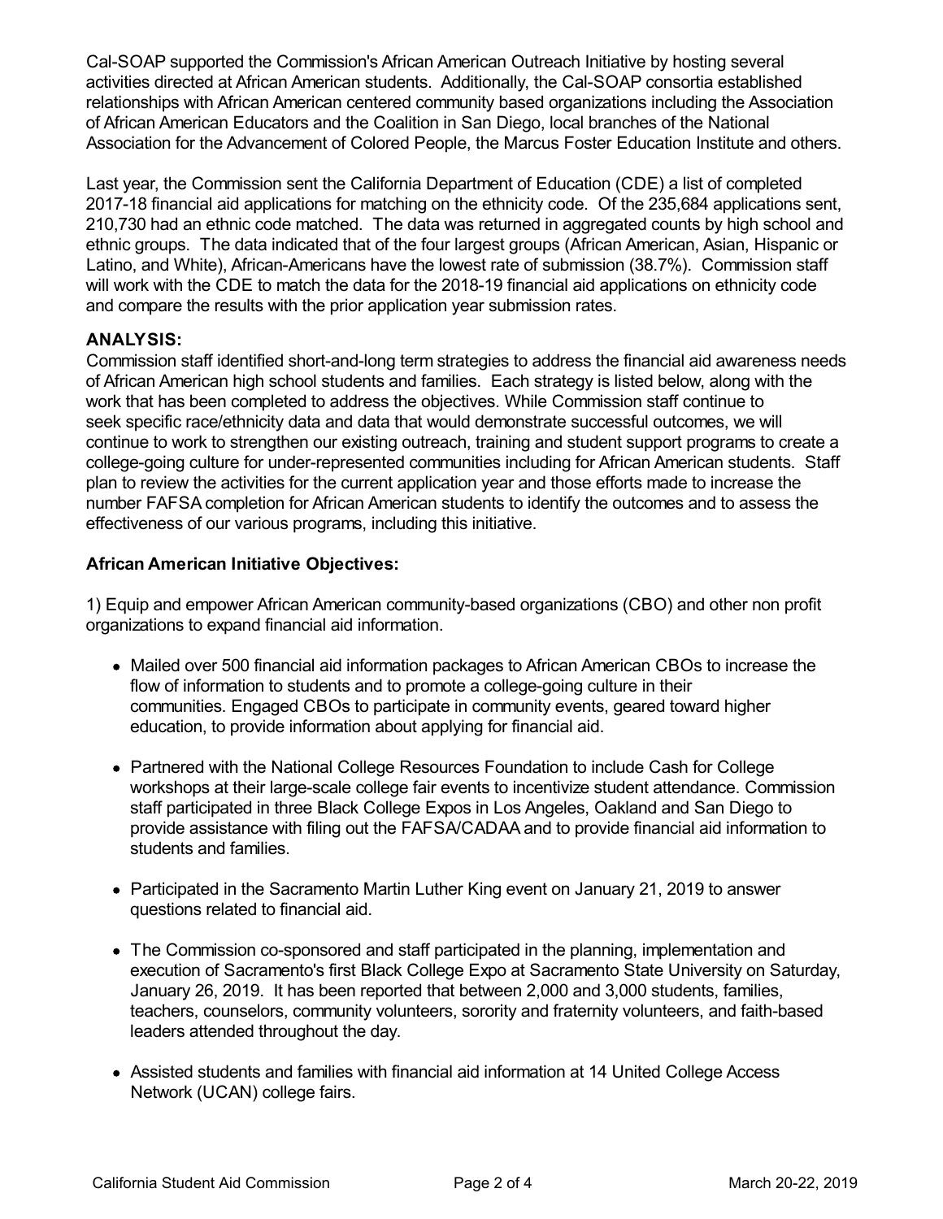Cal-SOAP supported the Commission's African American Outreach Initiative by hosting several activities directed at African American students. Additionally, the Cal-SOAP consortia established relationships with African American centered community based organizations including the Association of African American Educators and the Coalition in San Diego, local branches of the National Association for the Advancement of Colored People, the Marcus Foster Education Institute and others.

Last year, the Commission sent the California Department of Education (CDE) a list of completed 2017-18 financial aid applications for matching on the ethnicity code. Of the 235,684 applications sent, 210,730 had an ethnic code matched. The data was returned in aggregated counts by high school and ethnic groups. The data indicated that of the four largest groups (African American, Asian, Hispanic or Latino, and White), African-Americans have the lowest rate of submission (38.7%). Commission staff will work with the CDE to match the data for the 2018-19 financial aid applications on ethnicity code and compare the results with the prior application year submission rates.

**ANALYSIS:**

Commission staff identified short-and-long term strategies to address the financial aid awareness needs of African American high school students and families. Each strategy is listed below, along with the work that has been completed to address the objectives. While Commission staff continue to seek specific race/ethnicity data and data that would demonstrate successful outcomes, we will continue to work to strengthen our existing outreach, training and student support programs to create a college-going culture for under-represented communities including for African American students. Staff plan to review the activities for the current application year and those efforts made to increase the number FAFSA completion for African American students to identify the outcomes and to assess the effectiveness of our various programs, including this initiative.

**African American Initiative Objectives:**

1) Equip and empower African American community-based organizations (CBO) and other non profit organizations to expand financial aid information.

- Mailed over 500 financial aid information packages to African American CBOs to increase the flow of information to students and to promote a college-going culture in their communities. Engaged CBOs to participate in community events, geared toward higher education, to provide information about applying for financial aid.
- Partnered with the National College Resources Foundation to include Cash for College workshops at their large-scale college fair events to incentivize student attendance. Commission staff participated in three Black College Expos in Los Angeles, Oakland and San Diego to provide assistance with filing out the FAFSA/CADAA and to provide financial aid information to students and families.
- Participated in the Sacramento Martin Luther King event on January 21, 2019 to answer questions related to financial aid.
- The Commission co-sponsored and staff participated in the planning, implementation and execution of Sacramento's first Black College Expo at Sacramento State University on Saturday, January 26, 2019. It has been reported that between 2,000 and 3,000 students, families, teachers, counselors, community volunteers, sorority and fraternity volunteers, and faith-based leaders attended throughout the day.
- Assisted students and families with financial aid information at 14 United College Access Network (UCAN) college fairs.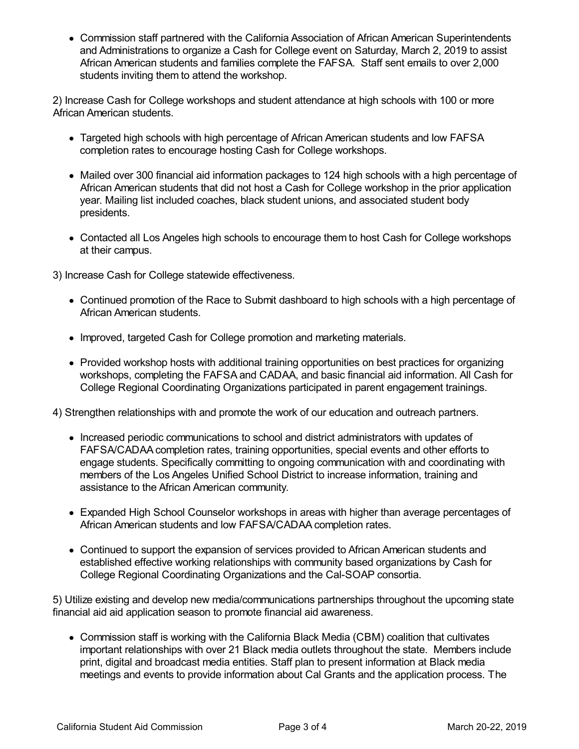- Commission staff partnered with the California Association of African American Superintendents and Administrations to organize a Cash for College event on Saturday, March 2, 2019 to assist African American students and families complete the FAFSA. Staff sent emails to over 2,000 students inviting them to attend the workshop.

2) Increase Cash for College workshops and student attendance at high schools with 100 or more African American students.

- Targeted high schools with high percentage of African American students and low FAFSA completion rates to encourage hosting Cash for College workshops.
- Mailed over 300 financial aid information packages to 124 high schools with a high percentage of African American students that did not host a Cash for College workshop in the prior application year. Mailing list included coaches, black student unions, and associated student body presidents.
- Contacted all Los Angeles high schools to encourage them to host Cash for College workshops at their campus.

3) Increase Cash for College statewide effectiveness.

- Continued promotion of the Race to Submit dashboard to high schools with a high percentage of African American students.
- Improved, targeted Cash for College promotion and marketing materials.
- Provided workshop hosts with additional training opportunities on best practices for organizing workshops, completing the FAFSA and CADAA, and basic financial aid information. All Cash for College Regional Coordinating Organizations participated in parent engagement trainings.

4) Strengthen relationships with and promote the work of our education and outreach partners.

- Increased periodic communications to school and district administrators with updates of FAFSA/CADAA completion rates, training opportunities, special events and other efforts to engage students. Specifically committing to ongoing communication with and coordinating with members of the Los Angeles Unified School District to increase information, training and assistance to the African American community.
- Expanded High School Counselor workshops in areas with higher than average percentages of African American students and low FAFSA/CADAA completion rates.
- Continued to support the expansion of services provided to African American students and established effective working relationships with community based organizations by Cash for College Regional Coordinating Organizations and the Cal-SOAP consortia.

5) Utilize existing and develop new media/communications partnerships throughout the upcoming state financial aid aid application season to promote financial aid awareness.

- Commission staff is working with the California Black Media (CBM) coalition that cultivates important relationships with over 21 Black media outlets throughout the state. Members include print, digital and broadcast media entities. Staff plan to present information at Black media meetings and events to provide information about Cal Grants and the application process. The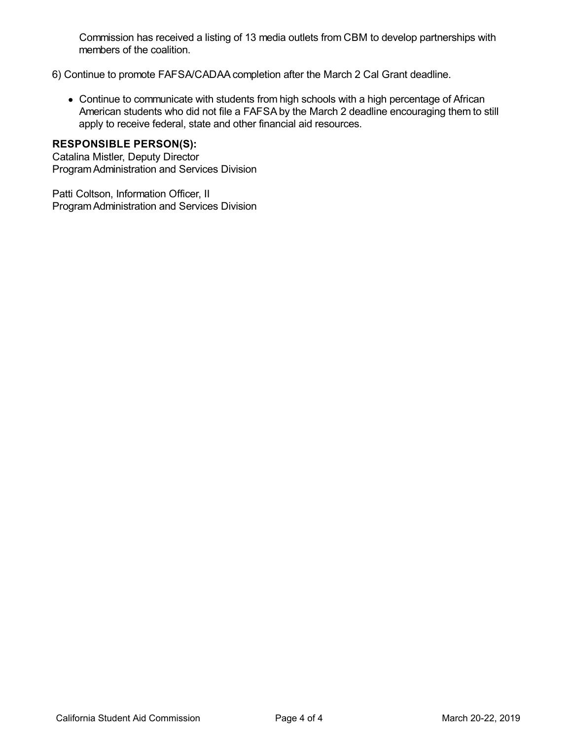Commission has received a listing of 13 media outlets from CBM to develop partnerships with members of the coalition.

6) Continue to promote FAFSA/CADAA completion after the March 2 Cal Grant deadline.

- Continue to communicate with students from high schools with a high percentage of African American students who did not file a FAFSA by the March 2 deadline encouraging them to still apply to receive federal, state and other financial aid resources.

**RESPONSIBLE PERSON(S):**

Catalina Mistler, Deputy Director
Program Administration and Services Division

Patti Coltson, Information Officer, II
Program Administration and Services Division